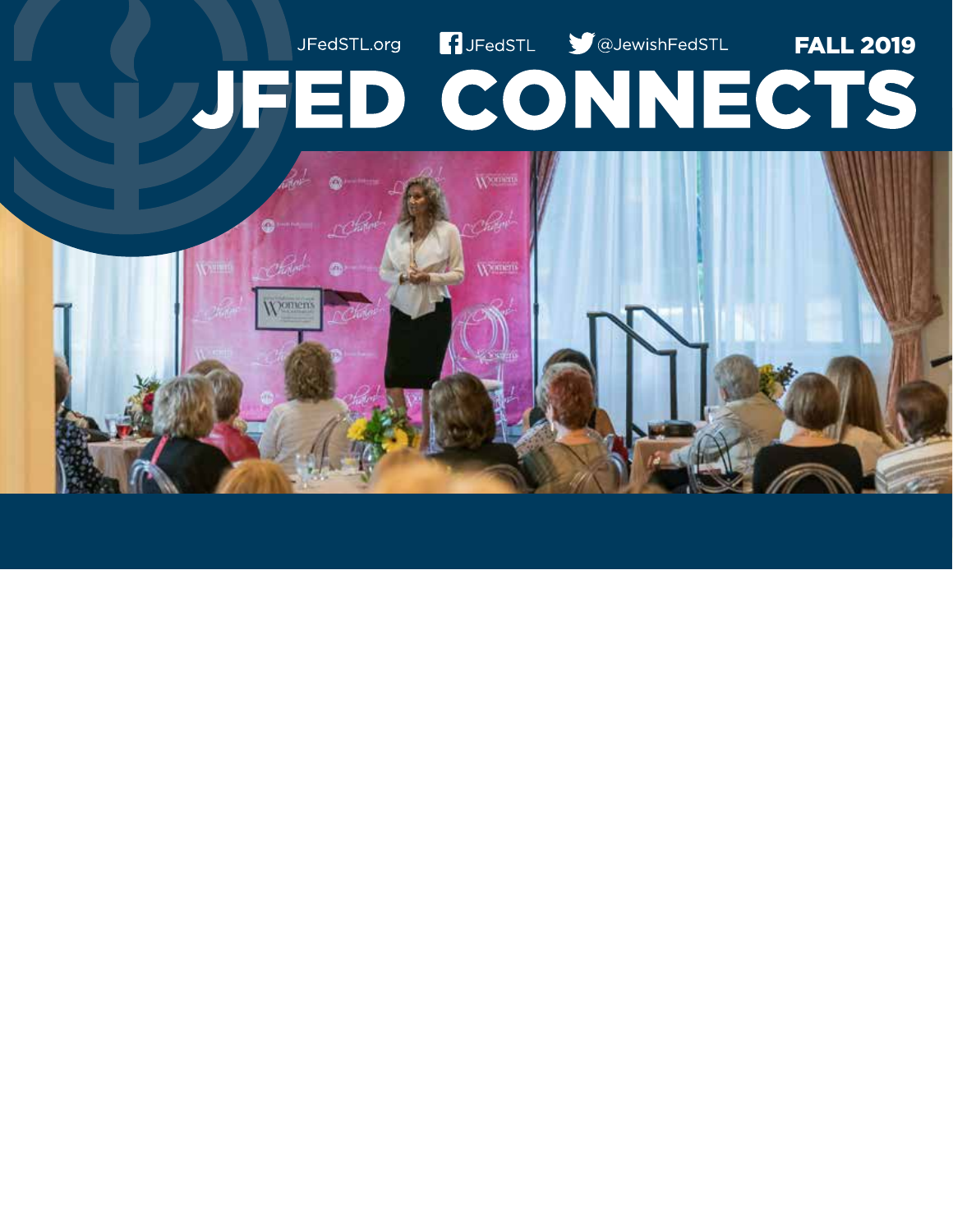JFedSTL.org JFedSTL @JewishFedSTL **FALL 2019**

# JFED CONNECTS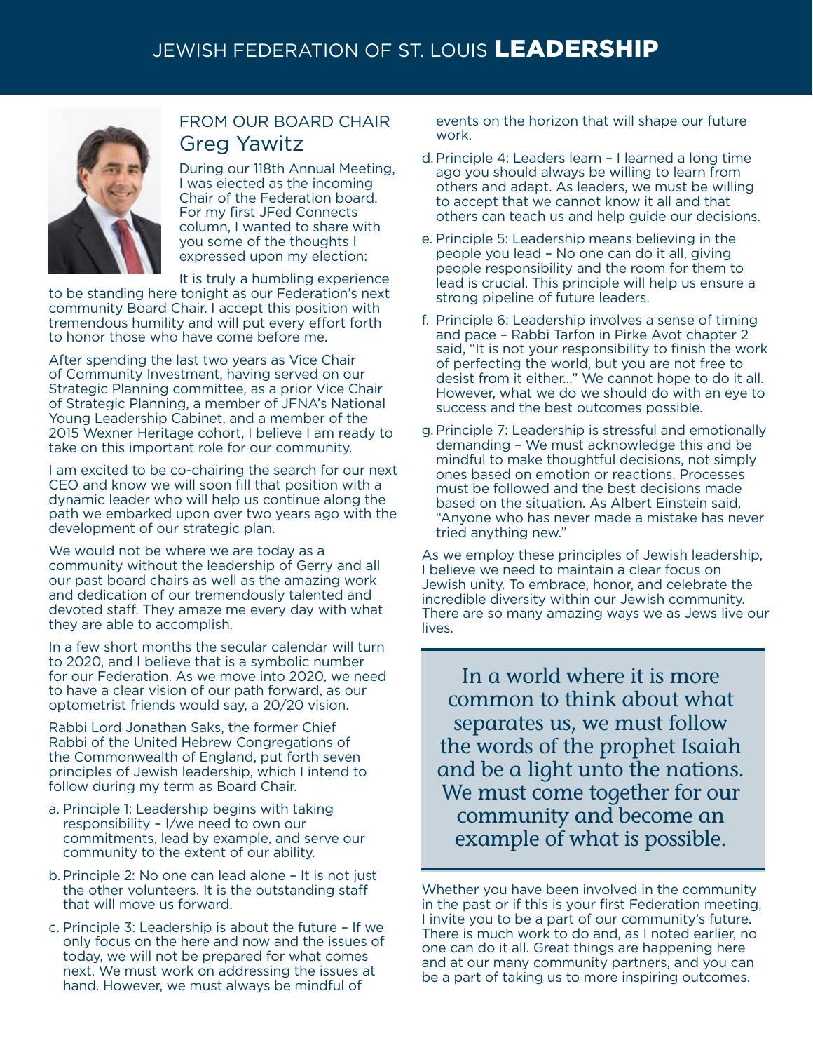# JEWISH FEDERATION OF ST. LOUIS **LEADERSHIP**

## FROM OUR BOARD CHAIR
## Greg Yawitz

During our 118th Annual Meeting, I was elected as the incoming Chair of the Federation board. For my first JFed Connects column, I wanted to share with you some of the thoughts I expressed upon my election:

It is truly a humbling experience to be standing here tonight as our Federation's next community Board Chair. I accept this position with tremendous humility and will put every effort forth to honor those who have come before me.

After spending the last two years as Vice Chair of Community Investment, having served on our Strategic Planning committee, as a prior Vice Chair of Strategic Planning, a member of JFNA's National Young Leadership Cabinet, and a member of the 2015 Wexner Heritage cohort, I believe I am ready to take on this important role for our community.

I am excited to be co-chairing the search for our next CEO and know we will soon fill that position with a dynamic leader who will help us continue along the path we embarked upon over two years ago with the development of our strategic plan.

We would not be where we are today as a community without the leadership of Gerry and all our past board chairs as well as the amazing work and dedication of our tremendously talented and devoted staff. They amaze me every day with what they are able to accomplish.

In a few short months the secular calendar will turn to 2020, and I believe that is a symbolic number for our Federation. As we move into 2020, we need to have a clear vision of our path forward, as our optometrist friends would say, a 20/20 vision.

Rabbi Lord Jonathan Saks, the former Chief Rabbi of the United Hebrew Congregations of the Commonwealth of England, put forth seven principles of Jewish leadership, which I intend to follow during my term as Board Chair.

a. Principle 1: Leadership begins with taking responsibility – I/we need to own our commitments, lead by example, and serve our community to the extent of our ability.

b. Principle 2: No one can lead alone – It is not just the other volunteers. It is the outstanding staff that will move us forward.

c. Principle 3: Leadership is about the future – If we only focus on the here and now and the issues of today, we will not be prepared for what comes next. We must work on addressing the issues at hand. However, we must always be mindful of events on the horizon that will shape our future work.

d. Principle 4: Leaders learn – I learned a long time ago you should always be willing to learn from others and adapt. As leaders, we must be willing to accept that we cannot know it all and that others can teach us and help guide our decisions.

e. Principle 5: Leadership means believing in the people you lead – No one can do it all, giving people responsibility and the room for them to lead is crucial. This principle will help us ensure a strong pipeline of future leaders.

f. Principle 6: Leadership involves a sense of timing and pace – Rabbi Tarfon in Pirke Avot chapter 2 said, "It is not your responsibility to finish the work of perfecting the world, but you are not free to desist from it either..." We cannot hope to do it all. However, what we do we should do with an eye to success and the best outcomes possible.

g. Principle 7: Leadership is stressful and emotionally demanding – We must acknowledge this and be mindful to make thoughtful decisions, not simply ones based on emotion or reactions. Processes must be followed and the best decisions made based on the situation. As Albert Einstein said, "Anyone who has never made a mistake has never tried anything new."

As we employ these principles of Jewish leadership, I believe we need to maintain a clear focus on Jewish unity. To embrace, honor, and celebrate the incredible diversity within our Jewish community. There are so many amazing ways we as Jews live our lives.

> In a world where it is more common to think about what separates us, we must follow the words of the prophet Isaiah and be a light unto the nations. We must come together for our community and become an example of what is possible.

Whether you have been involved in the community in the past or if this is your first Federation meeting, I invite you to be a part of our community's future. There is much work to do and, as I noted earlier, no one can do it all. Great things are happening here and at our many community partners, and you can be a part of taking us to more inspiring outcomes.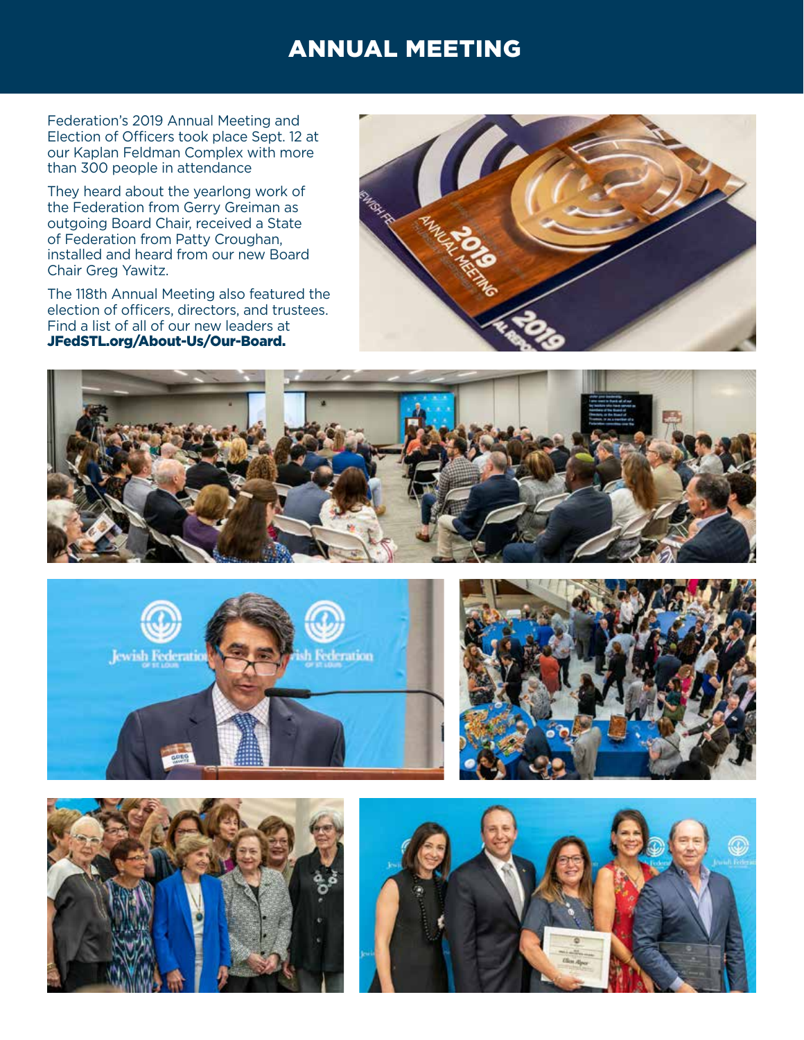# ANNUAL MEETING

Federation's 2019 Annual Meeting and Election of Officers took place Sept. 12 at our Kaplan Feldman Complex with more than 300 people in attendance

They heard about the yearlong work of the Federation from Gerry Greiman as outgoing Board Chair, received a State of Federation from Patty Croughan, installed and heard from our new Board Chair Greg Yawitz.

The 118th Annual Meeting also featured the election of officers, directors, and trustees. Find a list of all of our new leaders at **JFedSTL.org/About-Us/Our-Board.**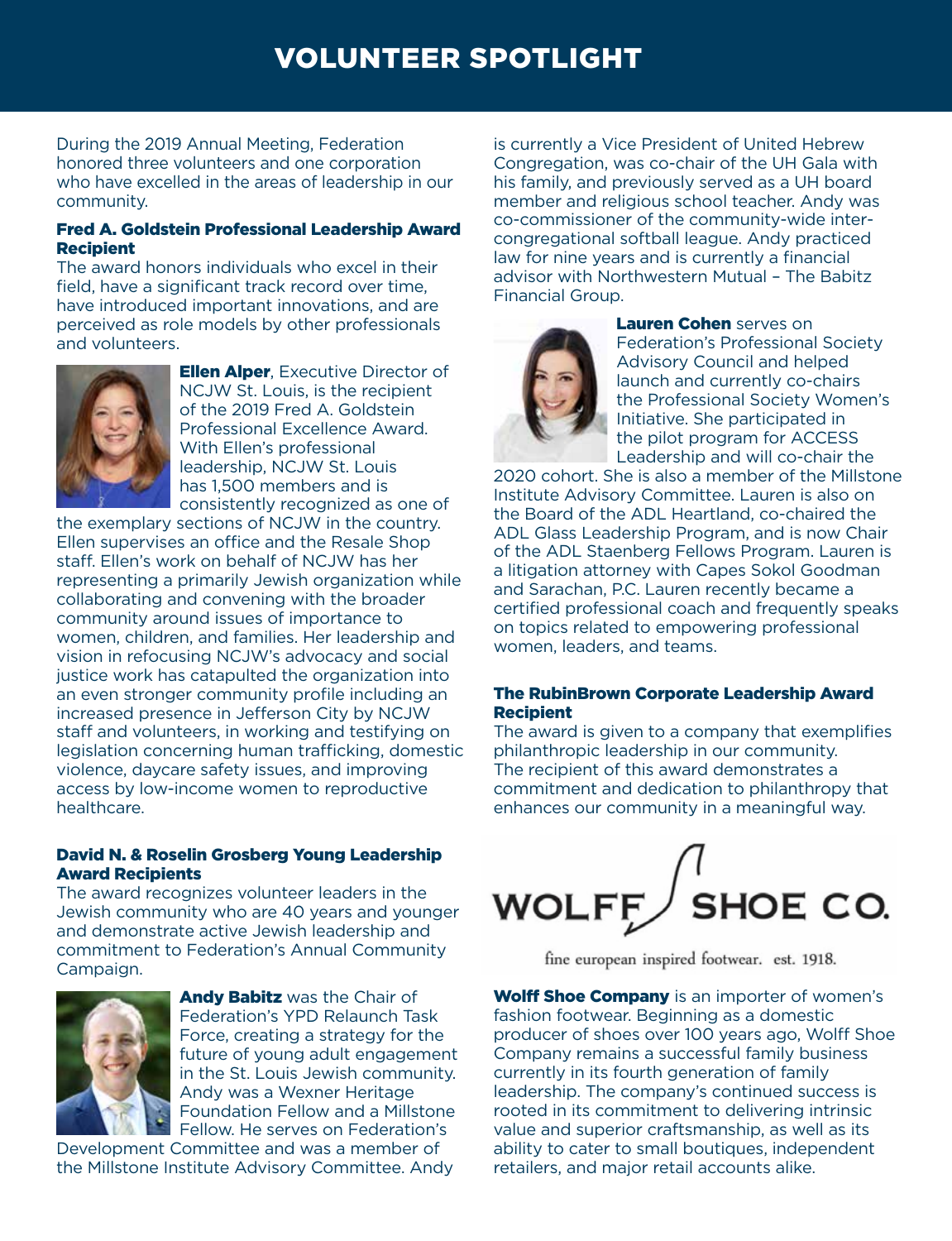# VOLUNTEER SPOTLIGHT

During the 2019 Annual Meeting, Federation honored three volunteers and one corporation who have excelled in the areas of leadership in our community.

### Fred A. Goldstein Professional Leadership Award Recipient

The award honors individuals who excel in their field, have a significant track record over time, have introduced important innovations, and are perceived as role models by other professionals and volunteers.

**Ellen Alper**, Executive Director of NCJW St. Louis, is the recipient of the 2019 Fred A. Goldstein Professional Excellence Award. With Ellen's professional leadership, NCJW St. Louis has 1,500 members and is consistently recognized as one of the exemplary sections of NCJW in the country. Ellen supervises an office and the Resale Shop staff. Ellen's work on behalf of NCJW has her representing a primarily Jewish organization while collaborating and convening with the broader community around issues of importance to women, children, and families. Her leadership and vision in refocusing NCJW's advocacy and social justice work has catapulted the organization into an even stronger community profile including an increased presence in Jefferson City by NCJW staff and volunteers, in working and testifying on legislation concerning human trafficking, domestic violence, daycare safety issues, and improving access by low-income women to reproductive healthcare.

### David N. & Roselin Grosberg Young Leadership Award Recipients

The award recognizes volunteer leaders in the Jewish community who are 40 years and younger and demonstrate active Jewish leadership and commitment to Federation's Annual Community Campaign.

**Andy Babitz** was the Chair of Federation's YPD Relaunch Task Force, creating a strategy for the future of young adult engagement in the St. Louis Jewish community. Andy was a Wexner Heritage Foundation Fellow and a Millstone Fellow. He serves on Federation's Development Committee and was a member of the Millstone Institute Advisory Committee. Andy is currently a Vice President of United Hebrew Congregation, was co-chair of the UH Gala with his family, and previously served as a UH board member and religious school teacher. Andy was co-commissioner of the community-wide inter-congregational softball league. Andy practiced law for nine years and is currently a financial advisor with Northwestern Mutual – The Babitz Financial Group.

**Lauren Cohen** serves on Federation's Professional Society Advisory Council and helped launch and currently co-chairs the Professional Society Women's Initiative. She participated in the pilot program for ACCESS Leadership and will co-chair the 2020 cohort. She is also a member of the Millstone Institute Advisory Committee. Lauren is also on the Board of the ADL Heartland, co-chaired the ADL Glass Leadership Program, and is now Chair of the ADL Staenberg Fellows Program. Lauren is a litigation attorney with Capes Sokol Goodman and Sarachan, P.C. Lauren recently became a certified professional coach and frequently speaks on topics related to empowering professional women, leaders, and teams.

### The RubinBrown Corporate Leadership Award Recipient

The award is given to a company that exemplifies philanthropic leadership in our community. The recipient of this award demonstrates a commitment and dedication to philanthropy that enhances our community in a meaningful way.

WOLFF SHOE CO.

fine european inspired footwear. est. 1918.

**Wolff Shoe Company** is an importer of women's fashion footwear. Beginning as a domestic producer of shoes over 100 years ago, Wolff Shoe Company remains a successful family business currently in its fourth generation of family leadership. The company's continued success is rooted in its commitment to delivering intrinsic value and superior craftsmanship, as well as its ability to cater to small boutiques, independent retailers, and major retail accounts alike.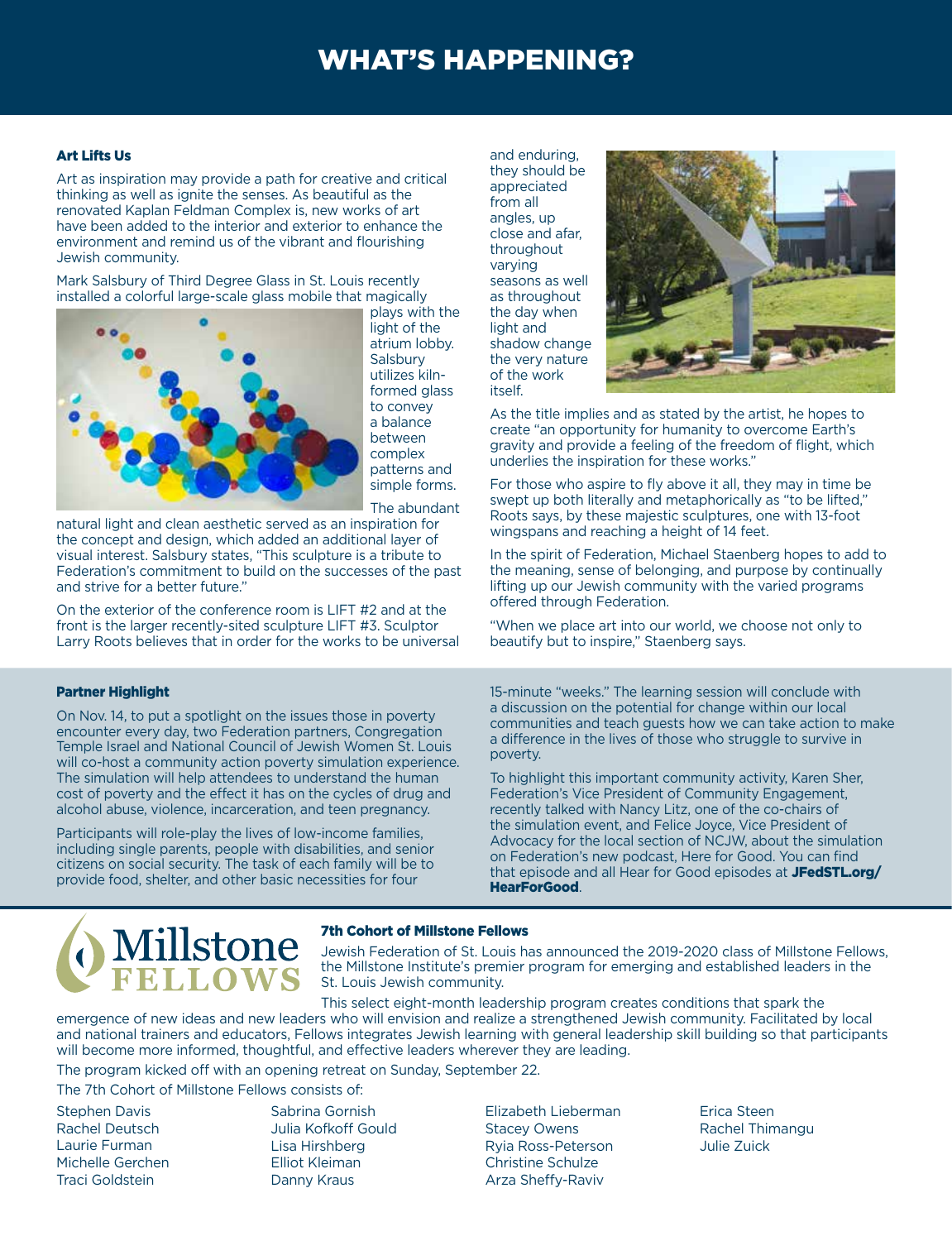# WHAT'S HAPPENING?

### Art Lifts Us

Art as inspiration may provide a path for creative and critical thinking as well as ignite the senses. As beautiful as the renovated Kaplan Feldman Complex is, new works of art have been added to the interior and exterior to enhance the environment and remind us of the vibrant and flourishing Jewish community.

Mark Salsbury of Third Degree Glass in St. Louis recently installed a colorful large-scale glass mobile that magically plays with the light of the atrium lobby. Salsbury utilizes kiln-formed glass to convey a balance between complex patterns and simple forms. The abundant natural light and clean aesthetic served as an inspiration for the concept and design, which added an additional layer of visual interest. Salsbury states, "This sculpture is a tribute to Federation's commitment to build on the successes of the past and strive for a better future."

On the exterior of the conference room is LIFT #2 and at the front is the larger recently-sited sculpture LIFT #3. Sculptor Larry Roots believes that in order for the works to be universal and enduring, they should be appreciated from all angles, up close and afar, throughout varying seasons as well as throughout the day when light and shadow change the very nature of the work itself.

As the title implies and as stated by the artist, he hopes to create "an opportunity for humanity to overcome Earth's gravity and provide a feeling of the freedom of flight, which underlies the inspiration for these works."

For those who aspire to fly above it all, they may in time be swept up both literally and metaphorically as "to be lifted," Roots says, by these majestic sculptures, one with 13-foot wingspans and reaching a height of 14 feet.

In the spirit of Federation, Michael Staenberg hopes to add to the meaning, sense of belonging, and purpose by continually lifting up our Jewish community with the varied programs offered through Federation.

"When we place art into our world, we choose not only to beautify but to inspire," Staenberg says.

### Partner Highlight

On Nov. 14, to put a spotlight on the issues those in poverty encounter every day, two Federation partners, Congregation Temple Israel and National Council of Jewish Women St. Louis will co-host a community action poverty simulation experience. The simulation will help attendees to understand the human cost of poverty and the effect it has on the cycles of drug and alcohol abuse, violence, incarceration, and teen pregnancy.

Participants will role-play the lives of low-income families, including single parents, people with disabilities, and senior citizens on social security. The task of each family will be to provide food, shelter, and other basic necessities for four 15-minute "weeks." The learning session will conclude with a discussion on the potential for change within our local communities and teach guests how we can take action to make a difference in the lives of those who struggle to survive in poverty.

To highlight this important community activity, Karen Sher, Federation's Vice President of Community Engagement, recently talked with Nancy Litz, one of the co-chairs of the simulation event, and Felice Joyce, Vice President of Advocacy for the local section of NCJW, about the simulation on Federation's new podcast, Here for Good. You can find that episode and all Hear for Good episodes at **JFedSTL.org/HearForGood**.

Millstone FELLOWS

### 7th Cohort of Millstone Fellows

Jewish Federation of St. Louis has announced the 2019-2020 class of Millstone Fellows, the Millstone Institute's premier program for emerging and established leaders in the St. Louis Jewish community.

This select eight-month leadership program creates conditions that spark the emergence of new ideas and new leaders who will envision and realize a strengthened Jewish community. Facilitated by local and national trainers and educators, Fellows integrates Jewish learning with general leadership skill building so that participants will become more informed, thoughtful, and effective leaders wherever they are leading.

The program kicked off with an opening retreat on Sunday, September 22.

The 7th Cohort of Millstone Fellows consists of:

Stephen Davis
Rachel Deutsch
Laurie Furman
Michelle Gerchen
Traci Goldstein
Sabrina Gornish
Julia Kofkoff Gould
Lisa Hirshberg
Elliot Kleiman
Danny Kraus
Elizabeth Lieberman
Stacey Owens
Ryia Ross-Peterson
Christine Schulze
Arza Sheffy-Raviv
Erica Steen
Rachel Thimangu
Julie Zuick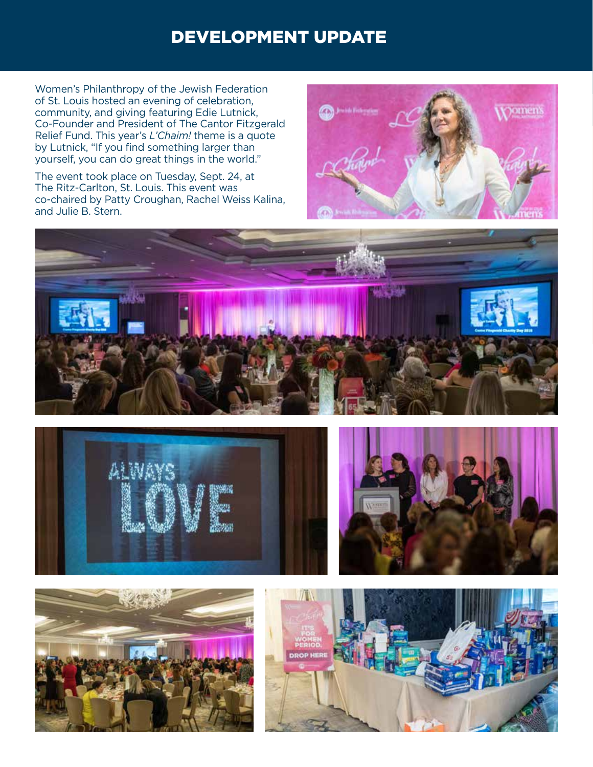# DEVELOPMENT UPDATE

Women's Philanthropy of the Jewish Federation of St. Louis hosted an evening of celebration, community, and giving featuring Edie Lutnick, Co-Founder and President of The Cantor Fitzgerald Relief Fund. This year's *L'Chaim!* theme is a quote by Lutnick, "If you find something larger than yourself, you can do great things in the world."

The event took place on Tuesday, Sept. 24, at The Ritz-Carlton, St. Louis. This event was co-chaired by Patty Croughan, Rachel Weiss Kalina, and Julie B. Stern.